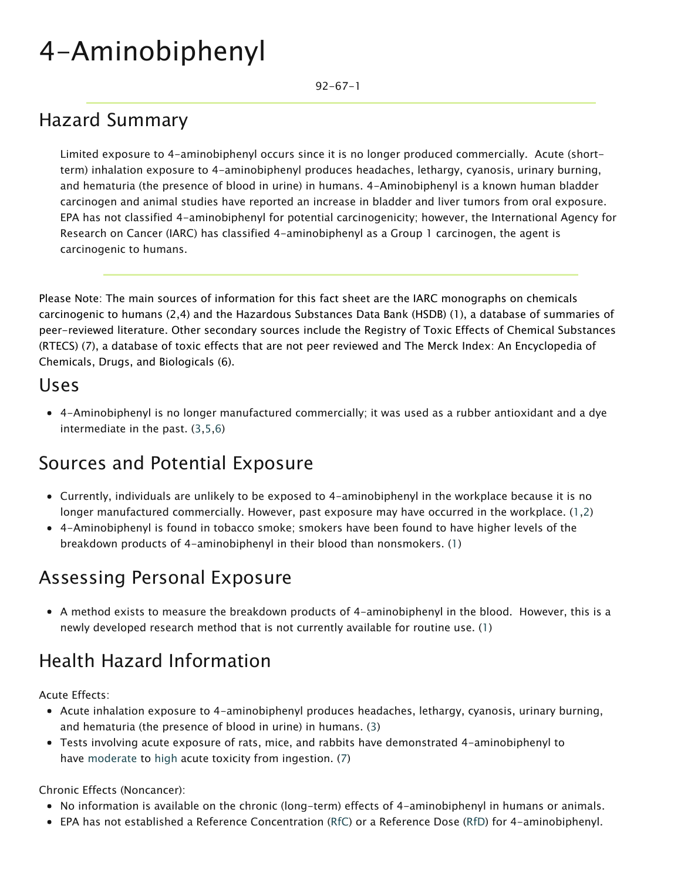# 4-Aminobiphenyl

92-67-1

## Hazard Summary

Limited exposure to 4-aminobiphenyl occurs since it is no longer produced commercially. Acute (short-term) inhalation exposure to 4-aminobiphenyl produces headaches, lethargy, cyanosis, urinary burning, and hematuria (the presence of blood in urine) in humans. 4-Aminobiphenyl is a known human bladder carcinogen and animal studies have reported an increase in bladder and liver tumors from oral exposure. EPA has not classified 4-aminobiphenyl for potential carcinogenicity; however, the International Agency for Research on Cancer (IARC) has classified 4-aminobiphenyl as a Group 1 carcinogen, the agent is carcinogenic to humans.

Please Note: The main sources of information for this fact sheet are the IARC monographs on chemicals carcinogenic to humans (2,4) and the Hazardous Substances Data Bank (HSDB) (1), a database of summaries of peer-reviewed literature. Other secondary sources include the Registry of Toxic Effects of Chemical Substances (RTECS) (7), a database of toxic effects that are not peer reviewed and The Merck Index: An Encyclopedia of Chemicals, Drugs, and Biologicals (6).

## Uses

- 4-Aminobiphenyl is no longer manufactured commercially; it was used as a rubber antioxidant and a dye intermediate in the past. (3,5,6)

## Sources and Potential Exposure

- Currently, individuals are unlikely to be exposed to 4-aminobiphenyl in the workplace because it is no longer manufactured commercially. However, past exposure may have occurred in the workplace. (1,2)
- 4-Aminobiphenyl is found in tobacco smoke; smokers have been found to have higher levels of the breakdown products of 4-aminobiphenyl in their blood than nonsmokers. (1)

## Assessing Personal Exposure

- A method exists to measure the breakdown products of 4-aminobiphenyl in the blood. However, this is a newly developed research method that is not currently available for routine use. (1)

## Health Hazard Information

Acute Effects:

- Acute inhalation exposure to 4-aminobiphenyl produces headaches, lethargy, cyanosis, urinary burning, and hematuria (the presence of blood in urine) in humans. (3)
- Tests involving acute exposure of rats, mice, and rabbits have demonstrated 4-aminobiphenyl to have moderate to high acute toxicity from ingestion. (7)

Chronic Effects (Noncancer):

- No information is available on the chronic (long-term) effects of 4-aminobiphenyl in humans or animals.
- EPA has not established a Reference Concentration (RfC) or a Reference Dose (RfD) for 4-aminobiphenyl.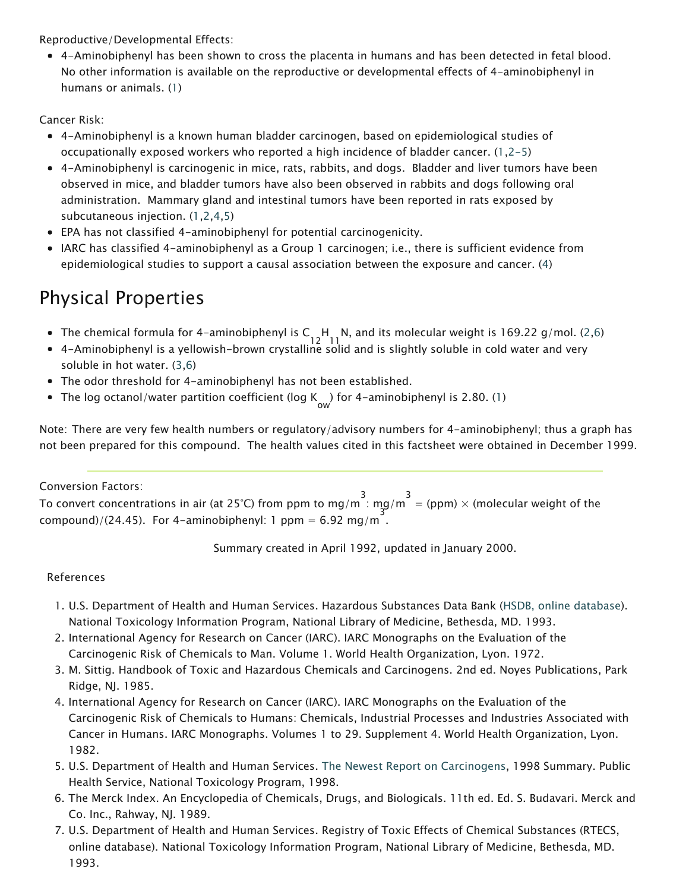Reproductive/Developmental Effects:

- 4-Aminobiphenyl has been shown to cross the placenta in humans and has been detected in fetal blood. No other information is available on the reproductive or developmental effects of 4-aminobiphenyl in humans or animals. (1)

Cancer Risk:

- 4-Aminobiphenyl is a known human bladder carcinogen, based on epidemiological studies of occupationally exposed workers who reported a high incidence of bladder cancer. (1,2-5)
- 4-Aminobiphenyl is carcinogenic in mice, rats, rabbits, and dogs. Bladder and liver tumors have been observed in mice, and bladder tumors have also been observed in rabbits and dogs following oral administration. Mammary gland and intestinal tumors have been reported in rats exposed by subcutaneous injection. (1,2,4,5)
- EPA has not classified 4-aminobiphenyl for potential carcinogenicity.
- IARC has classified 4-aminobiphenyl as a Group 1 carcinogen; i.e., there is sufficient evidence from epidemiological studies to support a causal association between the exposure and cancer. (4)

# Physical Properties

- The chemical formula for 4-aminobiphenyl is $C_{12}H_{11}N$, and its molecular weight is 169.22 g/mol. (2,6)
- 4-Aminobiphenyl is a yellowish-brown crystalline solid and is slightly soluble in cold water and very soluble in hot water. (3,6)
- The odor threshold for 4-aminobiphenyl has not been established.
- The log octanol/water partition coefficient (log $K_{ow}$) for 4-aminobiphenyl is 2.80. (1)

Note: There are very few health numbers or regulatory/advisory numbers for 4-aminobiphenyl; thus a graph has not been prepared for this compound. The health values cited in this factsheet were obtained in December 1999.

---

Conversion Factors:
To convert concentrations in air (at 25°C) from ppm to $mg/m^3$: $mg/m^3$ = (ppm) × (molecular weight of the compound)/(24.45). For 4-aminobiphenyl: 1 ppm = 6.92 $mg/m^3$.

Summary created in April 1992, updated in January 2000.

References

1. U.S. Department of Health and Human Services. Hazardous Substances Data Bank (HSDB, online database). National Toxicology Information Program, National Library of Medicine, Bethesda, MD. 1993.
2. International Agency for Research on Cancer (IARC). IARC Monographs on the Evaluation of the Carcinogenic Risk of Chemicals to Man. Volume 1. World Health Organization, Lyon. 1972.
3. M. Sittig. Handbook of Toxic and Hazardous Chemicals and Carcinogens. 2nd ed. Noyes Publications, Park Ridge, NJ. 1985.
4. International Agency for Research on Cancer (IARC). IARC Monographs on the Evaluation of the Carcinogenic Risk of Chemicals to Humans: Chemicals, Industrial Processes and Industries Associated with Cancer in Humans. IARC Monographs. Volumes 1 to 29. Supplement 4. World Health Organization, Lyon. 1982.
5. U.S. Department of Health and Human Services. The Newest Report on Carcinogens, 1998 Summary. Public Health Service, National Toxicology Program, 1998.
6. The Merck Index. An Encyclopedia of Chemicals, Drugs, and Biologicals. 11th ed. Ed. S. Budavari. Merck and Co. Inc., Rahway, NJ. 1989.
7. U.S. Department of Health and Human Services. Registry of Toxic Effects of Chemical Substances (RTECS, online database). National Toxicology Information Program, National Library of Medicine, Bethesda, MD. 1993.